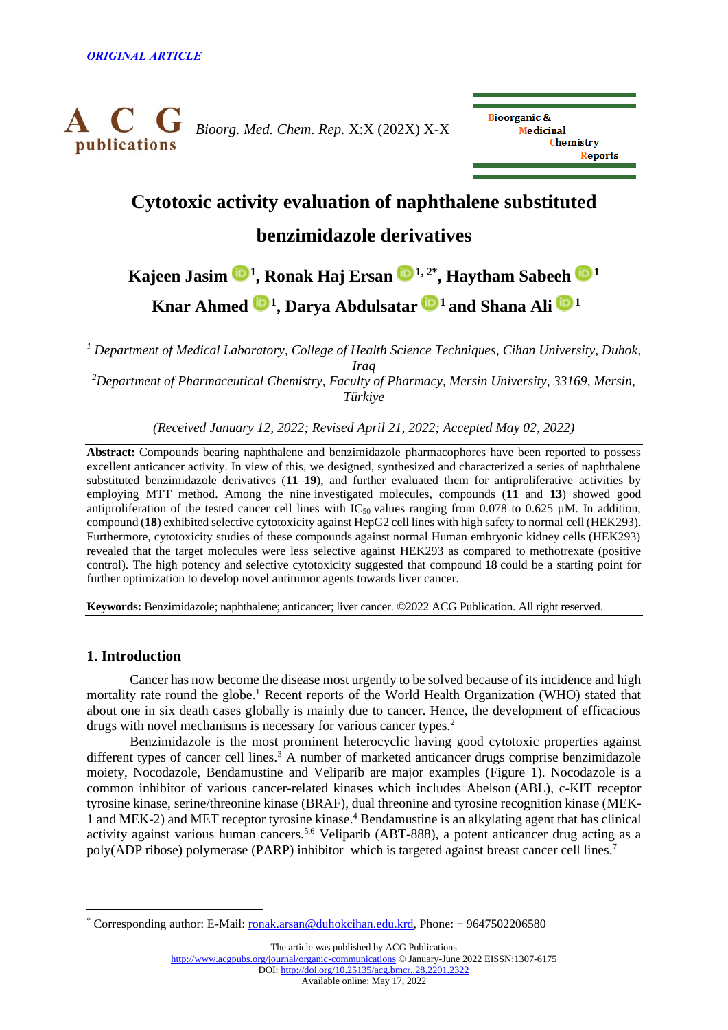*ORIGINAL ARTICLE*

# Cytotoxic activity evaluation of naphthalene substituted benzimidazole derivatives

**Kajeen Jasim [1], Ronak Haj Ersan [1,2*], Haytham Sabeeh [1], Knar Ahmed [1], Darya Abdulsatar [1] and Shana Ali [1]**

*[1] Department of Medical Laboratory, College of Health Science Techniques, Cihan University, Duhok, Iraq*

*[2] Department of Pharmaceutical Chemistry, Faculty of Pharmacy, Mersin University, 33169, Mersin, Türkiye*

*(Received January 12, 2022; Revised April 21, 2022; Accepted May 02, 2022)*

**Abstract:** Compounds bearing naphthalene and benzimidazole pharmacophores have been reported to possess excellent anticancer activity. In view of this, we designed, synthesized and characterized a series of naphthalene substituted benzimidazole derivatives (**11**–**19**), and further evaluated them for antiproliferative activities by employing MTT method. Among the nine investigated molecules, compounds (**11** and **13**) showed good antiproliferation of the tested cancer cell lines with $IC_{50}$ values ranging from 0.078 to 0.625 µM. In addition, compound (**18**) exhibited selective cytotoxicity against HepG2 cell lines with high safety to normal cell (HEK293). Furthermore, cytotoxicity studies of these compounds against normal Human embryonic kidney cells (HEK293) revealed that the target molecules were less selective against HEK293 as compared to methotrexate (positive control). The high potency and selective cytotoxicity suggested that compound **18** could be a starting point for further optimization to develop novel antitumor agents towards liver cancer.

**Keywords:** Benzimidazole; naphthalene; anticancer; liver cancer. ©2022 ACG Publication. All right reserved.

## 1. Introduction

Cancer has now become the disease most urgently to be solved because of its incidence and high mortality rate round the globe.[1] Recent reports of the World Health Organization (WHO) stated that about one in six death cases globally is mainly due to cancer. Hence, the development of efficacious drugs with novel mechanisms is necessary for various cancer types.[2]

Benzimidazole is the most prominent heterocyclic having good cytotoxic properties against different types of cancer cell lines.[3] A number of marketed anticancer drugs comprise benzimidazole moiety, Nocodazole, Bendamustine and Veliparib are major examples (Figure 1). Nocodazole is a common inhibitor of various cancer-related kinases which includes Abelson (ABL), c-KIT receptor tyrosine kinase, serine/threonine kinase (BRAF), dual threonine and tyrosine recognition kinase (MEK-1 and MEK-2) and MET receptor tyrosine kinase.[4] Bendamustine is an alkylating agent that has clinical activity against various human cancers.[5,6] Veliparib (ABT-888), a potent anticancer drug acting as a poly(ADP ribose) polymerase (PARP) inhibitor which is targeted against breast cancer cell lines.[7]

---

[*] Corresponding author: E-Mail: ronak.arsan@duhokcihan.edu.krd, Phone: + 9647502206580

The article was published by ACG Publications
http://www.acgpubs.org/journal/organic-communications © January-June 2022 EISSN:1307-6175
DOI: http://doi.org/10.25135/acg.bmcr..28.2201.2322
Available online: May 17, 2022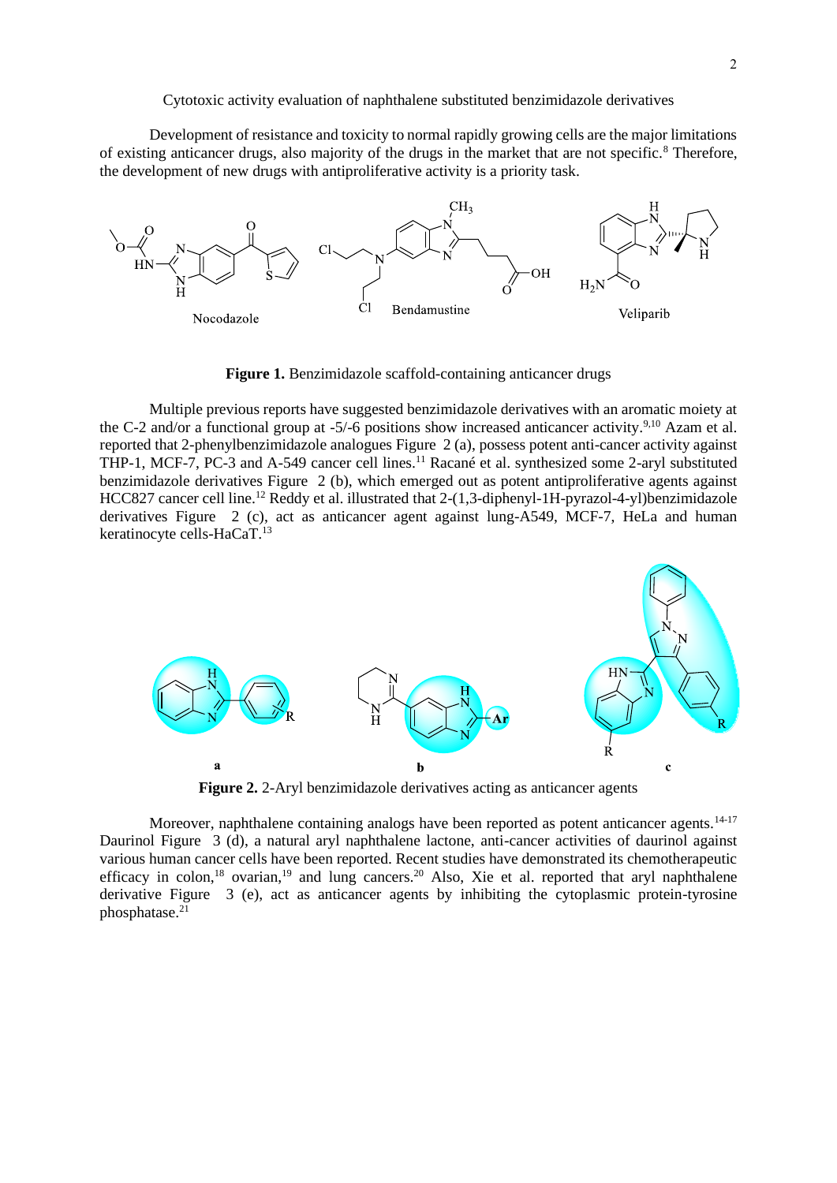Cytotoxic activity evaluation of naphthalene substituted benzimidazole derivatives

Development of resistance and toxicity to normal rapidly growing cells are the major limitations of existing anticancer drugs, also majority of the drugs in the market that are not specific.[8] Therefore, the development of new drugs with antiproliferative activity is a priority task.

**Figure 1.** Benzimidazole scaffold-containing anticancer drugs

Multiple previous reports have suggested benzimidazole derivatives with an aromatic moiety at the C-2 and/or a functional group at -5/-6 positions show increased anticancer activity.[9,10] Azam et al. reported that 2-phenylbenzimidazole analogues Figure 2 (a), possess potent anti-cancer activity against THP-1, MCF-7, PC-3 and A-549 cancer cell lines.[11] Racané et al. synthesized some 2-aryl substituted benzimidazole derivatives Figure 2 (b), which emerged out as potent antiproliferative agents against HCC827 cancer cell line.[12] Reddy et al. illustrated that 2-(1,3-diphenyl-1H-pyrazol-4-yl)benzimidazole derivatives Figure 2 (c), act as anticancer agent against lung-A549, MCF-7, HeLa and human keratinocyte cells-HaCaT.[13]

**Figure 2.** 2-Aryl benzimidazole derivatives acting as anticancer agents

Moreover, naphthalene containing analogs have been reported as potent anticancer agents.[14-17] Daurinol Figure 3 (d), a natural aryl naphthalene lactone, anti-cancer activities of daurinol against various human cancer cells have been reported. Recent studies have demonstrated its chemotherapeutic efficacy in colon,[18] ovarian,[19] and lung cancers.[20] Also, Xie et al. reported that aryl naphthalene derivative Figure 3 (e), act as anticancer agents by inhibiting the cytoplasmic protein-tyrosine phosphatase.[21]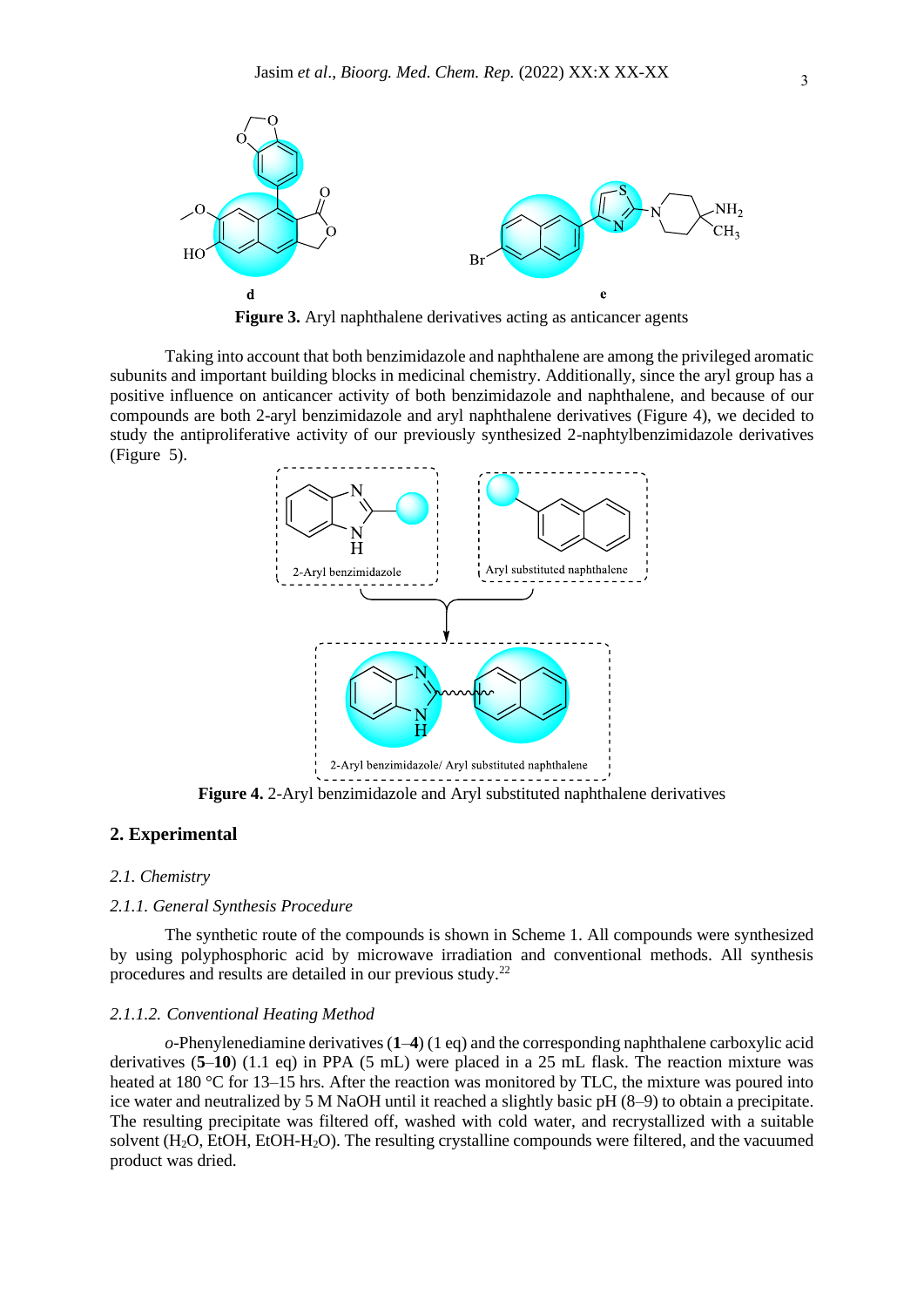**Figure 3.** Aryl naphthalene derivatives acting as anticancer agents

Taking into account that both benzimidazole and naphthalene are among the privileged aromatic subunits and important building blocks in medicinal chemistry. Additionally, since the aryl group has a positive influence on anticancer activity of both benzimidazole and naphthalene, and because of our compounds are both 2-aryl benzimidazole and aryl naphthalene derivatives (Figure 4), we decided to study the antiproliferative activity of our previously synthesized 2-naphtylbenzimidazole derivatives (Figure 5).

**Figure 4.** 2-Aryl benzimidazole and Aryl substituted naphthalene derivatives

## 2. Experimental

### *2.1. Chemistry*

#### *2.1.1. General Synthesis Procedure*

The synthetic route of the compounds is shown in Scheme 1. All compounds were synthesized by using polyphosphoric acid by microwave irradiation and conventional methods. All synthesis procedures and results are detailed in our previous study.[22]

#### *2.1.1.2. Conventional Heating Method*

*o*-Phenylenediamine derivatives (**1**–**4**) (1 eq) and the corresponding naphthalene carboxylic acid derivatives (**5**–**10**) (1.1 eq) in PPA (5 mL) were placed in a 25 mL flask. The reaction mixture was heated at 180 °C for 13–15 hrs. After the reaction was monitored by TLC, the mixture was poured into ice water and neutralized by 5 M NaOH until it reached a slightly basic pH (8–9) to obtain a precipitate. The resulting precipitate was filtered off, washed with cold water, and recrystallized with a suitable solvent ($H_2O$, EtOH, EtOH-$H_2O$). The resulting crystalline compounds were filtered, and the vacuumed product was dried.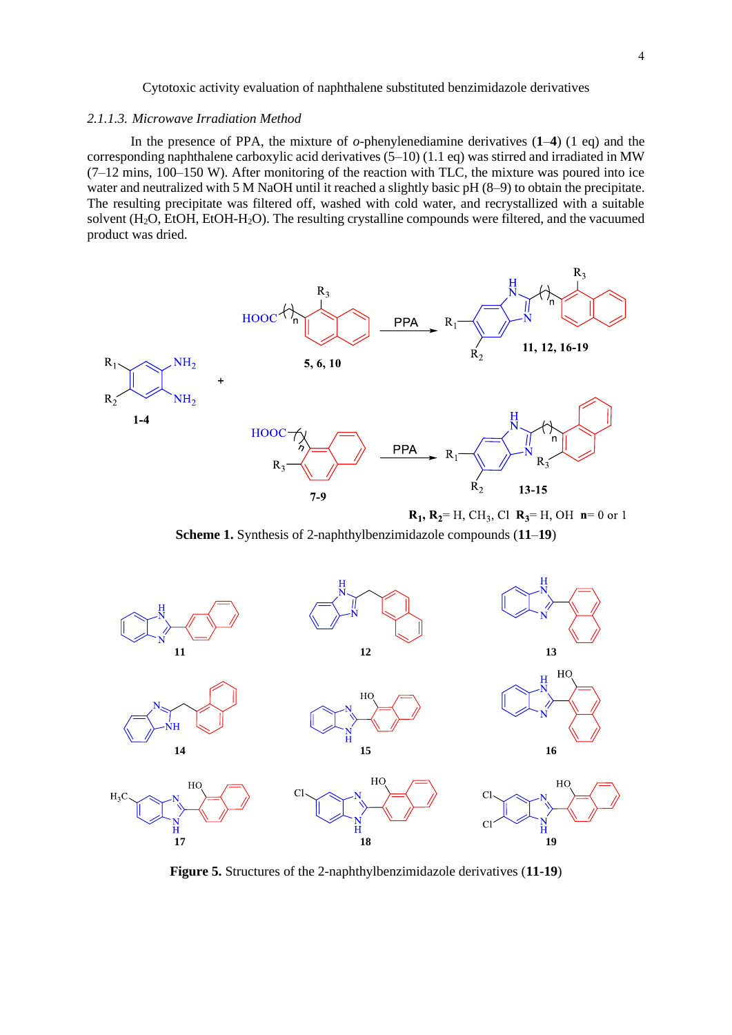### 2.1.1.3. *Microwave Irradiation Method*

In the presence of PPA, the mixture of *o*-phenylenediamine derivatives (**1**–**4**) (1 eq) and the corresponding naphthalene carboxylic acid derivatives (5–10) (1.1 eq) was stirred and irradiated in MW (7–12 mins, 100–150 W). After monitoring of the reaction with TLC, the mixture was poured into ice water and neutralized with 5 M NaOH until it reached a slightly basic pH (8–9) to obtain the precipitate. The resulting precipitate was filtered off, washed with cold water, and recrystallized with a suitable solvent ($H_2O$, EtOH, EtOH-$H_2O$). The resulting crystalline compounds were filtered, and the vacuumed product was dried.

**$R_1$, $R_2$**= H, $CH_3$, Cl **$R_3$**= H, OH **n**= 0 or 1

**Scheme 1.** Synthesis of 2-naphthylbenzimidazole compounds (**11**–**19**)

**Figure 5.** Structures of the 2-naphthylbenzimidazole derivatives (**11-19**)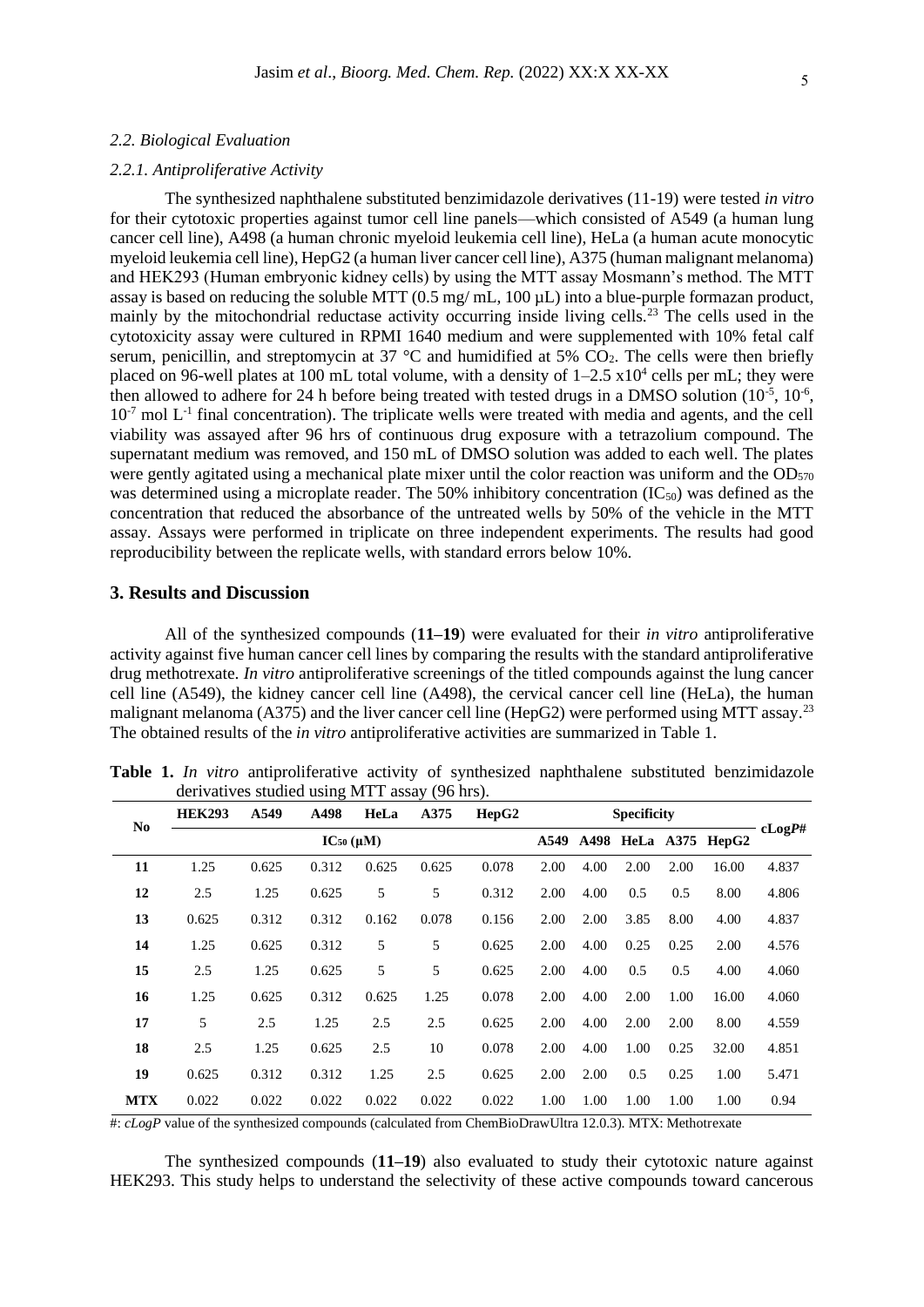*2.2. Biological Evaluation*

*2.2.1. Antiproliferative Activity*

The synthesized naphthalene substituted benzimidazole derivatives (11-19) were tested *in vitro* for their cytotoxic properties against tumor cell line panels—which consisted of A549 (a human lung cancer cell line), A498 (a human chronic myeloid leukemia cell line), HeLa (a human acute monocytic myeloid leukemia cell line), HepG2 (a human liver cancer cell line), A375 (human malignant melanoma) and HEK293 (Human embryonic kidney cells) by using the MTT assay Mosmann's method. The MTT assay is based on reducing the soluble MTT (0.5 mg/ mL, 100 µL) into a blue-purple formazan product, mainly by the mitochondrial reductase activity occurring inside living cells.[23] The cells used in the cytotoxicity assay were cultured in RPMI 1640 medium and were supplemented with 10% fetal calf serum, penicillin, and streptomycin at 37 °C and humidified at 5% $CO_2$. The cells were then briefly placed on 96-well plates at 100 mL total volume, with a density of 1–2.5 x$10^4$ cells per mL; they were then allowed to adhere for 24 h before being treated with tested drugs in a DMSO solution ($10^{-5}$, $10^{-6}$, $10^{-7}$ mol $L^{-1}$ final concentration). The triplicate wells were treated with media and agents, and the cell viability was assayed after 96 hrs of continuous drug exposure with a tetrazolium compound. The supernatant medium was removed, and 150 mL of DMSO solution was added to each well. The plates were gently agitated using a mechanical plate mixer until the color reaction was uniform and the $OD_{570}$ was determined using a microplate reader. The 50% inhibitory concentration ($IC_{50}$) was defined as the concentration that reduced the absorbance of the untreated wells by 50% of the vehicle in the MTT assay. Assays were performed in triplicate on three independent experiments. The results had good reproducibility between the replicate wells, with standard errors below 10%.

## 3. Results and Discussion

All of the synthesized compounds (**11–19**) were evaluated for their *in vitro* antiproliferative activity against five human cancer cell lines by comparing the results with the standard antiproliferative drug methotrexate. *In vitro* antiproliferative screenings of the titled compounds against the lung cancer cell line (A549), the kidney cancer cell line (A498), the cervical cancer cell line (HeLa), the human malignant melanoma (A375) and the liver cancer cell line (HepG2) were performed using MTT assay.[23] The obtained results of the *in vitro* antiproliferative activities are summarized in Table 1.

**Table 1.** *In vitro* antiproliferative activity of synthesized naphthalene substituted benzimidazole derivatives studied using MTT assay (96 hrs).

| No | HEK293 | A549 | A498 | HeLa | A375 | HepG2 | Specificity | | | | | cLog*P*# |
|---|---|---|---|---|---|---|---|---|---|---|---|---|
| | $IC_{50}$ (µM) | | | | | | A549 | A498 | HeLa | A375 | HepG2 | |
| **11** | 1.25 | 0.625 | 0.312 | 0.625 | 0.625 | 0.078 | 2.00 | 4.00 | 2.00 | 2.00 | 16.00 | 4.837 |
| **12** | 2.5 | 1.25 | 0.625 | 5 | 5 | 0.312 | 2.00 | 4.00 | 0.5 | 0.5 | 8.00 | 4.806 |
| **13** | 0.625 | 0.312 | 0.312 | 0.162 | 0.078 | 0.156 | 2.00 | 2.00 | 3.85 | 8.00 | 4.00 | 4.837 |
| **14** | 1.25 | 0.625 | 0.312 | 5 | 5 | 0.625 | 2.00 | 4.00 | 0.25 | 0.25 | 2.00 | 4.576 |
| **15** | 2.5 | 1.25 | 0.625 | 5 | 5 | 0.625 | 2.00 | 4.00 | 0.5 | 0.5 | 4.00 | 4.060 |
| **16** | 1.25 | 0.625 | 0.312 | 0.625 | 1.25 | 0.078 | 2.00 | 4.00 | 2.00 | 1.00 | 16.00 | 4.060 |
| **17** | 5 | 2.5 | 1.25 | 2.5 | 2.5 | 0.625 | 2.00 | 4.00 | 2.00 | 2.00 | 8.00 | 4.559 |
| **18** | 2.5 | 1.25 | 0.625 | 2.5 | 10 | 0.078 | 2.00 | 4.00 | 1.00 | 0.25 | 32.00 | 4.851 |
| **19** | 0.625 | 0.312 | 0.312 | 1.25 | 2.5 | 0.625 | 2.00 | 2.00 | 0.5 | 0.25 | 1.00 | 5.471 |
| **MTX** | 0.022 | 0.022 | 0.022 | 0.022 | 0.022 | 0.022 | 1.00 | 1.00 | 1.00 | 1.00 | 1.00 | 0.94 |

#: *cLogP* value of the synthesized compounds (calculated from ChemBioDrawUltra 12.0.3). MTX: Methotrexate

The synthesized compounds (**11–19**) also evaluated to study their cytotoxic nature against HEK293. This study helps to understand the selectivity of these active compounds toward cancerous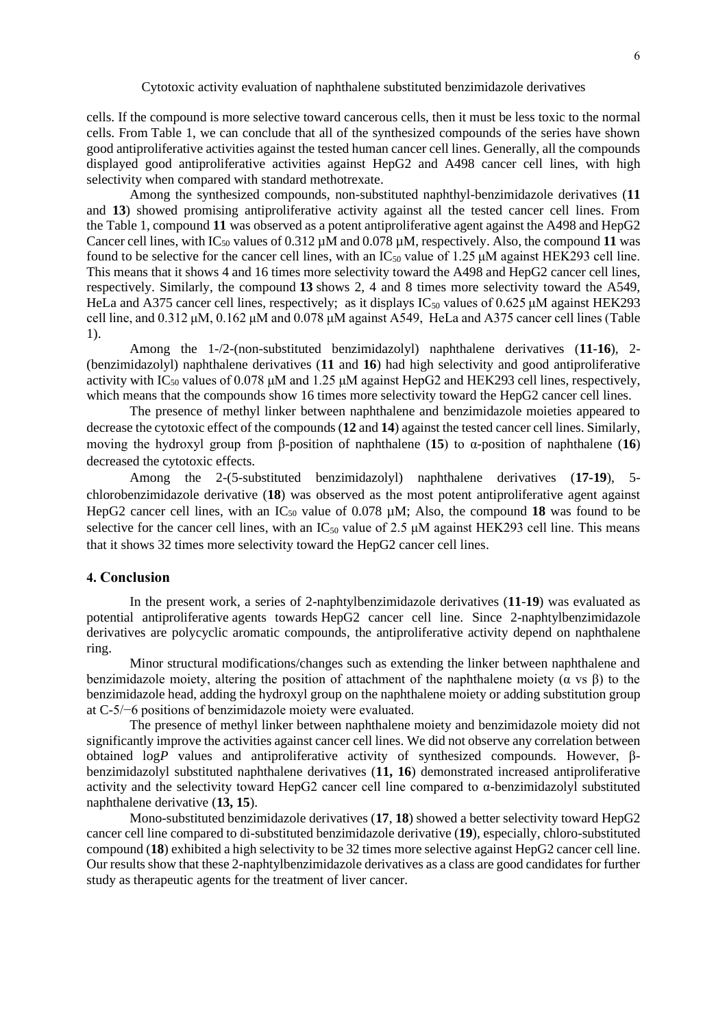cells. If the compound is more selective toward cancerous cells, then it must be less toxic to the normal cells. From Table 1, we can conclude that all of the synthesized compounds of the series have shown good antiproliferative activities against the tested human cancer cell lines. Generally, all the compounds displayed good antiproliferative activities against HepG2 and A498 cancer cell lines, with high selectivity when compared with standard methotrexate.

Among the synthesized compounds, non-substituted naphthyl-benzimidazole derivatives (**11** and **13**) showed promising antiproliferative activity against all the tested cancer cell lines. From the Table 1, compound **11** was observed as a potent antiproliferative agent against the A498 and HepG2 Cancer cell lines, with $IC_{50}$ values of 0.312 µM and 0.078 µM, respectively. Also, the compound **11** was found to be selective for the cancer cell lines, with an $IC_{50}$ value of 1.25 µM against HEK293 cell line. This means that it shows 4 and 16 times more selectivity toward the A498 and HepG2 cancer cell lines, respectively. Similarly, the compound **13** shows 2, 4 and 8 times more selectivity toward the A549, HeLa and A375 cancer cell lines, respectively; as it displays $IC_{50}$ values of 0.625 µM against HEK293 cell line, and 0.312 µM, 0.162 µM and 0.078 µM against A549, HeLa and A375 cancer cell lines (Table 1).

Among the 1-/2-(non-substituted benzimidazolyl) naphthalene derivatives (**11**-**16**), 2-(benzimidazolyl) naphthalene derivatives (**11** and **16**) had high selectivity and good antiproliferative activity with $IC_{50}$ values of 0.078 µM and 1.25 µM against HepG2 and HEK293 cell lines, respectively, which means that the compounds show 16 times more selectivity toward the HepG2 cancer cell lines.

The presence of methyl linker between naphthalene and benzimidazole moieties appeared to decrease the cytotoxic effect of the compounds (**12** and **14**) against the tested cancer cell lines. Similarly, moving the hydroxyl group from β-position of naphthalene (**15**) to α-position of naphthalene (**16**) decreased the cytotoxic effects.

Among the 2-(5-substituted benzimidazolyl) naphthalene derivatives (**17**-**19**), 5-chlorobenzimidazole derivative (**18**) was observed as the most potent antiproliferative agent against HepG2 cancer cell lines, with an $IC_{50}$ value of 0.078 µM; Also, the compound **18** was found to be selective for the cancer cell lines, with an $IC_{50}$ value of 2.5 µM against HEK293 cell line. This means that it shows 32 times more selectivity toward the HepG2 cancer cell lines.

## 4. Conclusion

In the present work, a series of 2-naphtylbenzimidazole derivatives (**11**-**19**) was evaluated as potential antiproliferative agents towards HepG2 cancer cell line. Since 2-naphtylbenzimidazole derivatives are polycyclic aromatic compounds, the antiproliferative activity depend on naphthalene ring.

Minor structural modifications/changes such as extending the linker between naphthalene and benzimidazole moiety, altering the position of attachment of the naphthalene moiety (α vs β) to the benzimidazole head, adding the hydroxyl group on the naphthalene moiety or adding substitution group at C-5/−6 positions of benzimidazole moiety were evaluated.

The presence of methyl linker between naphthalene moiety and benzimidazole moiety did not significantly improve the activities against cancer cell lines. We did not observe any correlation between obtained log*P* values and antiproliferative activity of synthesized compounds. However, β-benzimidazolyl substituted naphthalene derivatives (**11, 16**) demonstrated increased antiproliferative activity and the selectivity toward HepG2 cancer cell line compared to α-benzimidazolyl substituted naphthalene derivative (**13, 15**).

Mono-substituted benzimidazole derivatives (**17**, **18**) showed a better selectivity toward HepG2 cancer cell line compared to di-substituted benzimidazole derivative (**19**), especially, chloro-substituted compound (**18**) exhibited a high selectivity to be 32 times more selective against HepG2 cancer cell line. Our results show that these 2-naphtylbenzimidazole derivatives as a class are good candidates for further study as therapeutic agents for the treatment of liver cancer.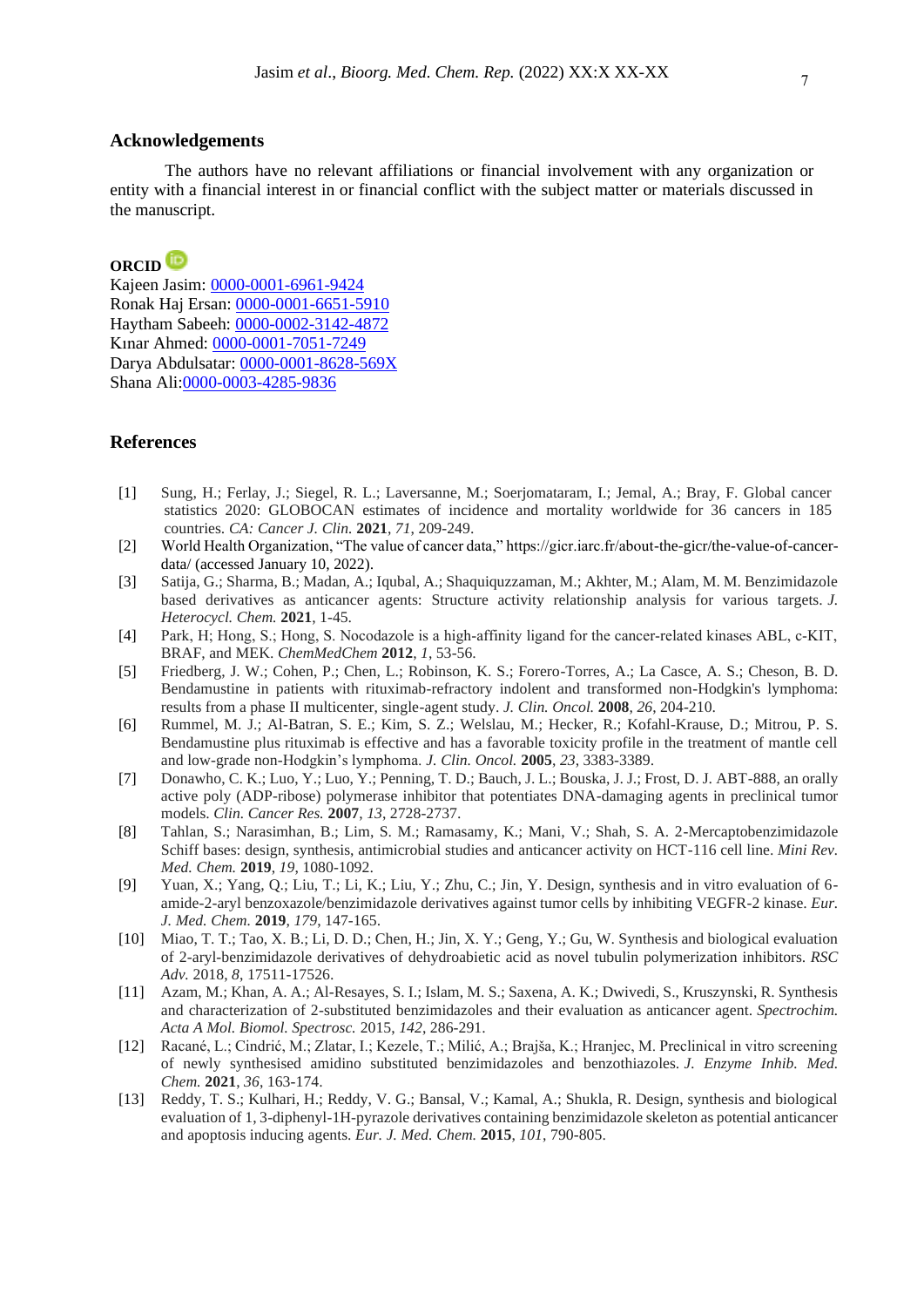## Acknowledgements

The authors have no relevant affiliations or financial involvement with any organization or entity with a financial interest in or financial conflict with the subject matter or materials discussed in the manuscript.

**ORCID**

Kajeen Jasim: 0000-0001-6961-9424
Ronak Haj Ersan: 0000-0001-6651-5910
Haytham Sabeeh: 0000-0002-3142-4872
Kınar Ahmed: 0000-0001-7051-7249
Darya Abdulsatar: 0000-0001-8628-569X
Shana Ali: 0000-0003-4285-9836

## References

[1] Sung, H.; Ferlay, J.; Siegel, R. L.; Laversanne, M.; Soerjomataram, I.; Jemal, A.; Bray, F. Global cancer statistics 2020: GLOBOCAN estimates of incidence and mortality worldwide for 36 cancers in 185 countries. *CA: Cancer J. Clin.* **2021**, *71*, 209-249.

[2] World Health Organization, "The value of cancer data," https://gicr.iarc.fr/about-the-gicr/the-value-of-cancer-data/ (accessed January 10, 2022).

[3] Satija, G.; Sharma, B.; Madan, A.; Iqubal, A.; Shaquiquzzaman, M.; Akhter, M.; Alam, M. M. Benzimidazole based derivatives as anticancer agents: Structure activity relationship analysis for various targets. *J. Heterocycl. Chem.* **2021**, 1-45.

[4] Park, H; Hong, S.; Hong, S. Nocodazole is a high-affinity ligand for the cancer-related kinases ABL, c-KIT, BRAF, and MEK. *ChemMedChem* **2012**, *1*, 53-56.

[5] Friedberg, J. W.; Cohen, P.; Chen, L.; Robinson, K. S.; Forero-Torres, A.; La Casce, A. S.; Cheson, B. D. Bendamustine in patients with rituximab-refractory indolent and transformed non-Hodgkin's lymphoma: results from a phase II multicenter, single-agent study. *J. Clin. Oncol.* **2008**, *26*, 204-210.

[6] Rummel, M. J.; Al-Batran, S. E.; Kim, S. Z.; Welslau, M.; Hecker, R.; Kofahl-Krause, D.; Mitrou, P. S. Bendamustine plus rituximab is effective and has a favorable toxicity profile in the treatment of mantle cell and low-grade non-Hodgkin's lymphoma. *J. Clin. Oncol.* **2005**, *23*, 3383-3389.

[7] Donawho, C. K.; Luo, Y.; Luo, Y.; Penning, T. D.; Bauch, J. L.; Bouska, J. J.; Frost, D. J. ABT-888, an orally active poly (ADP-ribose) polymerase inhibitor that potentiates DNA-damaging agents in preclinical tumor models. *Clin. Cancer Res.* **2007**, *13*, 2728-2737.

[8] Tahlan, S.; Narasimhan, B.; Lim, S. M.; Ramasamy, K.; Mani, V.; Shah, S. A. 2-Mercaptobenzimidazole Schiff bases: design, synthesis, antimicrobial studies and anticancer activity on HCT-116 cell line. *Mini Rev. Med. Chem.* **2019**, *19*, 1080-1092.

[9] Yuan, X.; Yang, Q.; Liu, T.; Li, K.; Liu, Y.; Zhu, C.; Jin, Y. Design, synthesis and in vitro evaluation of 6-amide-2-aryl benzoxazole/benzimidazole derivatives against tumor cells by inhibiting VEGFR-2 kinase. *Eur. J. Med. Chem.* **2019**, *179*, 147-165.

[10] Miao, T. T.; Tao, X. B.; Li, D. D.; Chen, H.; Jin, X. Y.; Geng, Y.; Gu, W. Synthesis and biological evaluation of 2-aryl-benzimidazole derivatives of dehydroabietic acid as novel tubulin polymerization inhibitors. *RSC Adv.* 2018, *8*, 17511-17526.

[11] Azam, M.; Khan, A. A.; Al-Resayes, S. I.; Islam, M. S.; Saxena, A. K.; Dwivedi, S., Kruszynski, R. Synthesis and characterization of 2-substituted benzimidazoles and their evaluation as anticancer agent. *Spectrochim. Acta A Mol. Biomol. Spectrosc.* 2015, *142*, 286-291.

[12] Racané, L.; Cindrić, M.; Zlatar, I.; Kezele, T.; Milić, A.; Brajša, K.; Hranjec, M. Preclinical in vitro screening of newly synthesised amidino substituted benzimidazoles and benzothiazoles. *J. Enzyme Inhib. Med. Chem.* **2021**, *36*, 163-174.

[13] Reddy, T. S.; Kulhari, H.; Reddy, V. G.; Bansal, V.; Kamal, A.; Shukla, R. Design, synthesis and biological evaluation of 1, 3-diphenyl-1H-pyrazole derivatives containing benzimidazole skeleton as potential anticancer and apoptosis inducing agents. *Eur. J. Med. Chem.* **2015**, *101*, 790-805.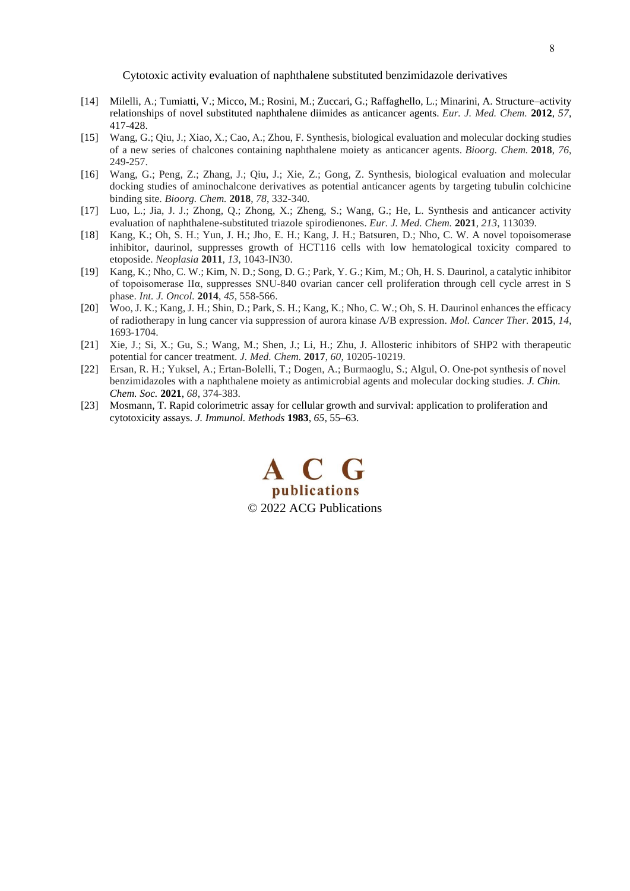[14] Milelli, A.; Tumiatti, V.; Micco, M.; Rosini, M.; Zuccari, G.; Raffaghello, L.; Minarini, A. Structure–activity relationships of novel substituted naphthalene diimides as anticancer agents. *Eur. J. Med. Chem.* **2012**, *57*, 417-428.

[15] Wang, G.; Qiu, J.; Xiao, X.; Cao, A.; Zhou, F. Synthesis, biological evaluation and molecular docking studies of a new series of chalcones containing naphthalene moiety as anticancer agents. *Bioorg. Chem.* **2018**, *76*, 249-257.

[16] Wang, G.; Peng, Z.; Zhang, J.; Qiu, J.; Xie, Z.; Gong, Z. Synthesis, biological evaluation and molecular docking studies of aminochalcone derivatives as potential anticancer agents by targeting tubulin colchicine binding site. *Bioorg. Chem.* **2018**, *78*, 332-340.

[17] Luo, L.; Jia, J. J.; Zhong, Q.; Zhong, X.; Zheng, S.; Wang, G.; He, L. Synthesis and anticancer activity evaluation of naphthalene-substituted triazole spirodienones. *Eur. J. Med. Chem.* **2021**, *213*, 113039.

[18] Kang, K.; Oh, S. H.; Yun, J. H.; Jho, E. H.; Kang, J. H.; Batsuren, D.; Nho, C. W. A novel topoisomerase inhibitor, daurinol, suppresses growth of HCT116 cells with low hematological toxicity compared to etoposide. *Neoplasia* **2011**, *13*, 1043-IN30.

[19] Kang, K.; Nho, C. W.; Kim, N. D.; Song, D. G.; Park, Y. G.; Kim, M.; Oh, H. S. Daurinol, a catalytic inhibitor of topoisomerase IIα, suppresses SNU-840 ovarian cancer cell proliferation through cell cycle arrest in S phase. *Int. J. Oncol.* **2014**, *45*, 558-566.

[20] Woo, J. K.; Kang, J. H.; Shin, D.; Park, S. H.; Kang, K.; Nho, C. W.; Oh, S. H. Daurinol enhances the efficacy of radiotherapy in lung cancer via suppression of aurora kinase A/B expression. *Mol. Cancer Ther.* **2015**, *14*, 1693-1704.

[21] Xie, J.; Si, X.; Gu, S.; Wang, M.; Shen, J.; Li, H.; Zhu, J. Allosteric inhibitors of SHP2 with therapeutic potential for cancer treatment. *J. Med. Chem.* **2017**, *60*, 10205-10219.

[22] Ersan, R. H.; Yuksel, A.; Ertan-Bolelli, T.; Dogen, A.; Burmaoglu, S.; Algul, O. One-pot synthesis of novel benzimidazoles with a naphthalene moiety as antimicrobial agents and molecular docking studies. *J. Chin. Chem. Soc.* **2021**, *68*, 374-383.

[23] Mosmann, T. Rapid colorimetric assay for cellular growth and survival: application to proliferation and cytotoxicity assays. *J. Immunol. Methods* **1983**, *65*, 55–63.

A C G
publications
© 2022 ACG Publications